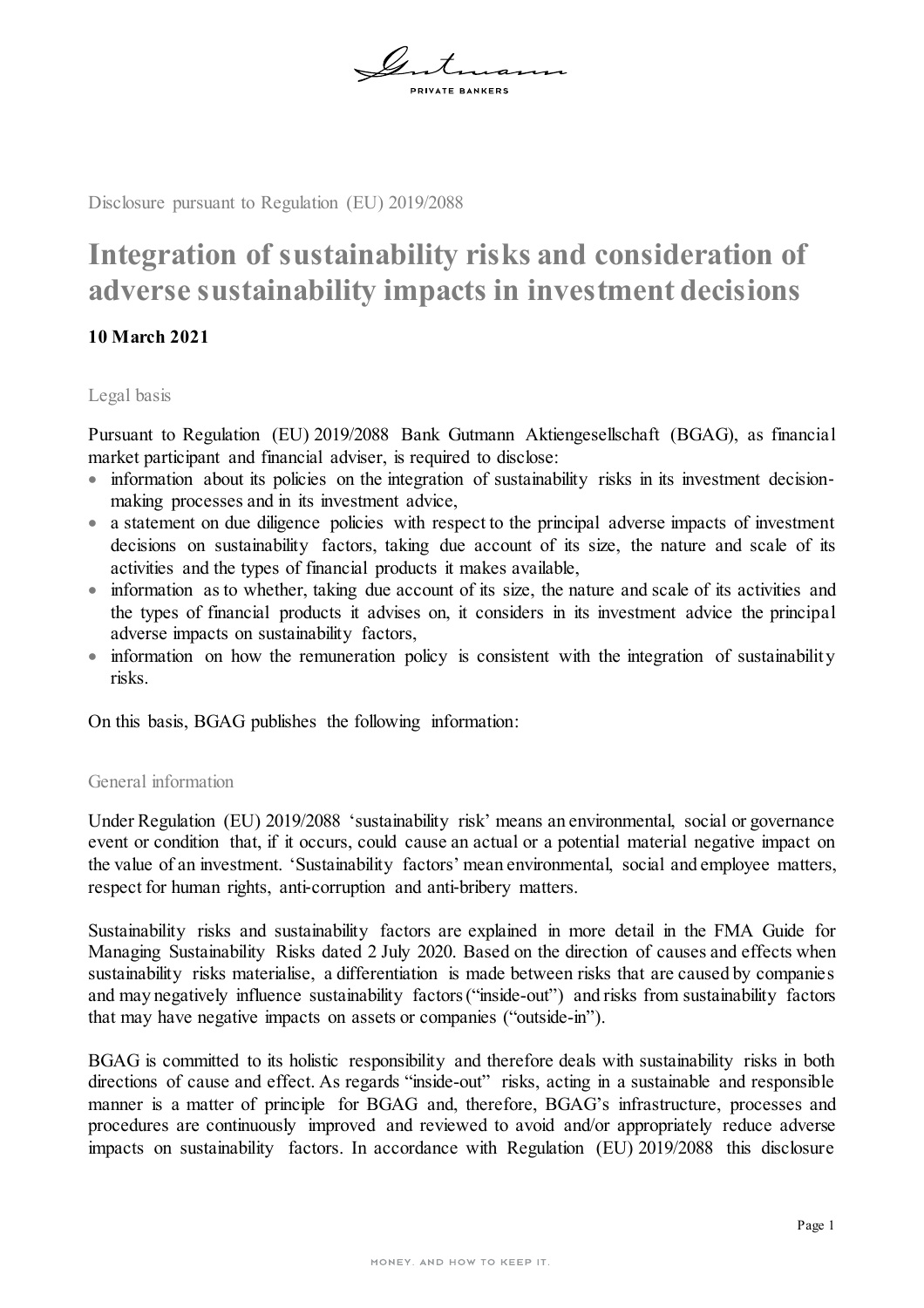Disclosure pursuant to Regulation (EU) 2019/2088

# Integration of sustainability risks and consideration of adverse sustainability impacts in investment decisions

**10 March 2021**

## Legal basis

Pursuant to Regulation (EU) 2019/2088 Bank Gutmann Aktiengesellschaft (BGAG), as financial market participant and financial adviser, is required to disclose:

- information about its policies on the integration of sustainability risks in its investment decision-making processes and in its investment advice,
- a statement on due diligence policies with respect to the principal adverse impacts of investment decisions on sustainability factors, taking due account of its size, the nature and scale of its activities and the types of financial products it makes available,
- information as to whether, taking due account of its size, the nature and scale of its activities and the types of financial products it advises on, it considers in its investment advice the principal adverse impacts on sustainability factors,
- information on how the remuneration policy is consistent with the integration of sustainability risks.

On this basis, BGAG publishes the following information:

## General information

Under Regulation (EU) 2019/2088 'sustainability risk' means an environmental, social or governance event or condition that, if it occurs, could cause an actual or a potential material negative impact on the value of an investment. 'Sustainability factors' mean environmental, social and employee matters, respect for human rights, anti-corruption and anti-bribery matters.

Sustainability risks and sustainability factors are explained in more detail in the FMA Guide for Managing Sustainability Risks dated 2 July 2020. Based on the direction of causes and effects when sustainability risks materialise, a differentiation is made between risks that are caused by companies and may negatively influence sustainability factors ("inside-out") and risks from sustainability factors that may have negative impacts on assets or companies ("outside-in").

BGAG is committed to its holistic responsibility and therefore deals with sustainability risks in both directions of cause and effect. As regards "inside-out" risks, acting in a sustainable and responsible manner is a matter of principle for BGAG and, therefore, BGAG's infrastructure, processes and procedures are continuously improved and reviewed to avoid and/or appropriately reduce adverse impacts on sustainability factors. In accordance with Regulation (EU) 2019/2088 this disclosure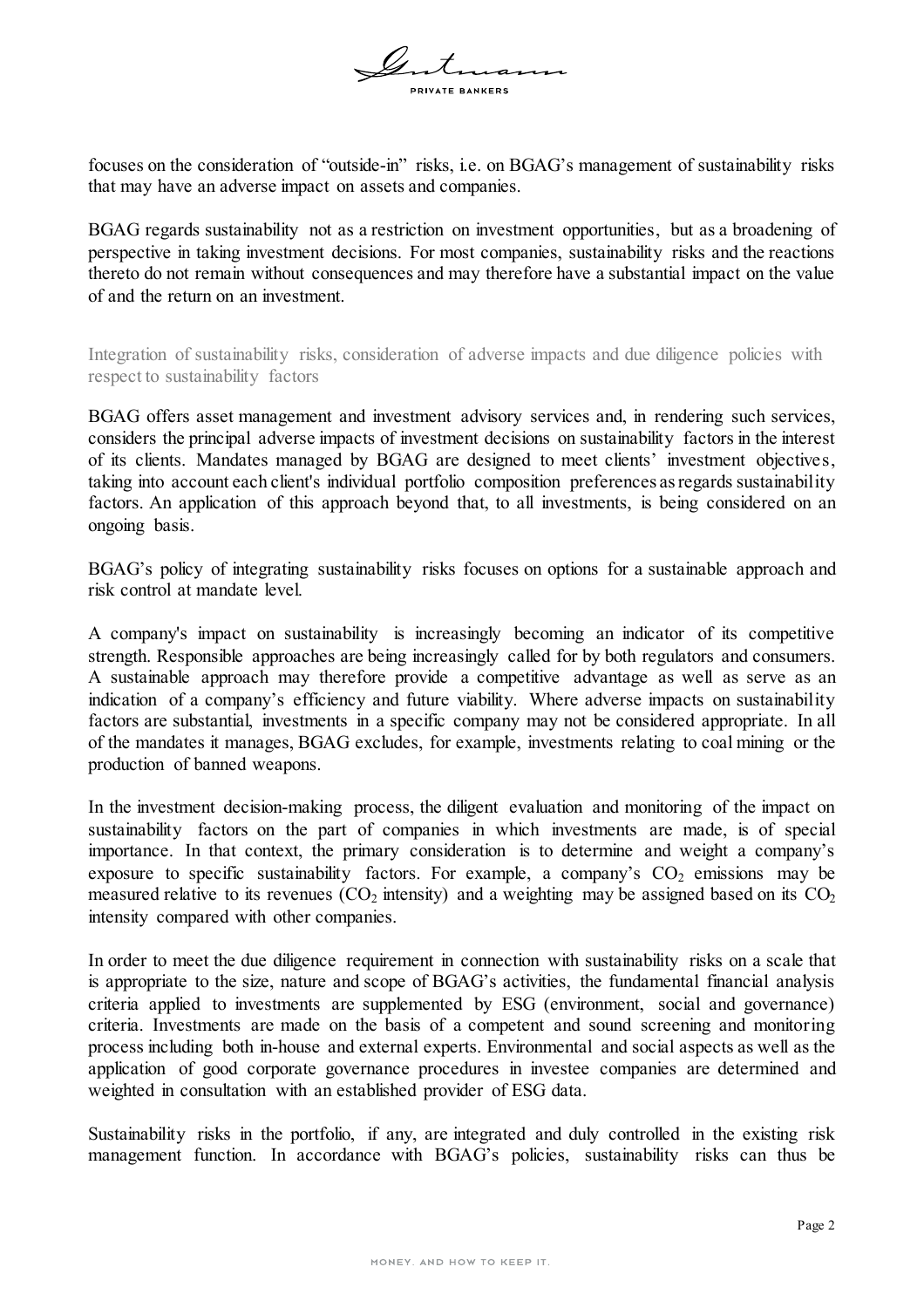focuses on the consideration of "outside-in" risks, i.e. on BGAG's management of sustainability risks that may have an adverse impact on assets and companies.

BGAG regards sustainability not as a restriction on investment opportunities, but as a broadening of perspective in taking investment decisions. For most companies, sustainability risks and the reactions thereto do not remain without consequences and may therefore have a substantial impact on the value of and the return on an investment.

## Integration of sustainability risks, consideration of adverse impacts and due diligence policies with respect to sustainability factors

BGAG offers asset management and investment advisory services and, in rendering such services, considers the principal adverse impacts of investment decisions on sustainability factors in the interest of its clients. Mandates managed by BGAG are designed to meet clients' investment objectives, taking into account each client's individual portfolio composition preferences as regards sustainability factors. An application of this approach beyond that, to all investments, is being considered on an ongoing basis.

BGAG's policy of integrating sustainability risks focuses on options for a sustainable approach and risk control at mandate level.

A company's impact on sustainability is increasingly becoming an indicator of its competitive strength. Responsible approaches are being increasingly called for by both regulators and consumers. A sustainable approach may therefore provide a competitive advantage as well as serve as an indication of a company's efficiency and future viability. Where adverse impacts on sustainability factors are substantial, investments in a specific company may not be considered appropriate. In all of the mandates it manages, BGAG excludes, for example, investments relating to coal mining or the production of banned weapons.

In the investment decision-making process, the diligent evaluation and monitoring of the impact on sustainability factors on the part of companies in which investments are made, is of special importance. In that context, the primary consideration is to determine and weight a company's exposure to specific sustainability factors. For example, a company's $CO_2$ emissions may be measured relative to its revenues ($CO_2$ intensity) and a weighting may be assigned based on its $CO_2$ intensity compared with other companies.

In order to meet the due diligence requirement in connection with sustainability risks on a scale that is appropriate to the size, nature and scope of BGAG's activities, the fundamental financial analysis criteria applied to investments are supplemented by ESG (environment, social and governance) criteria. Investments are made on the basis of a competent and sound screening and monitoring process including both in-house and external experts. Environmental and social aspects as well as the application of good corporate governance procedures in investee companies are determined and weighted in consultation with an established provider of ESG data.

Sustainability risks in the portfolio, if any, are integrated and duly controlled in the existing risk management function. In accordance with BGAG's policies, sustainability risks can thus be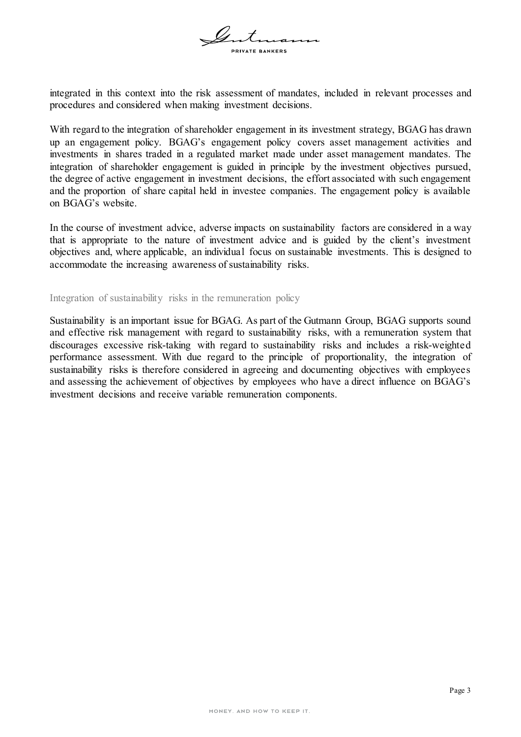integrated in this context into the risk assessment of mandates, included in relevant processes and procedures and considered when making investment decisions.

With regard to the integration of shareholder engagement in its investment strategy, BGAG has drawn up an engagement policy. BGAG's engagement policy covers asset management activities and investments in shares traded in a regulated market made under asset management mandates. The integration of shareholder engagement is guided in principle by the investment objectives pursued, the degree of active engagement in investment decisions, the effort associated with such engagement and the proportion of share capital held in investee companies. The engagement policy is available on BGAG's website.

In the course of investment advice, adverse impacts on sustainability factors are considered in a way that is appropriate to the nature of investment advice and is guided by the client's investment objectives and, where applicable, an individual focus on sustainable investments. This is designed to accommodate the increasing awareness of sustainability risks.

## Integration of sustainability risks in the remuneration policy

Sustainability is an important issue for BGAG. As part of the Gutmann Group, BGAG supports sound and effective risk management with regard to sustainability risks, with a remuneration system that discourages excessive risk-taking with regard to sustainability risks and includes a risk-weighted performance assessment. With due regard to the principle of proportionality, the integration of sustainability risks is therefore considered in agreeing and documenting objectives with employees and assessing the achievement of objectives by employees who have a direct influence on BGAG's investment decisions and receive variable remuneration components.